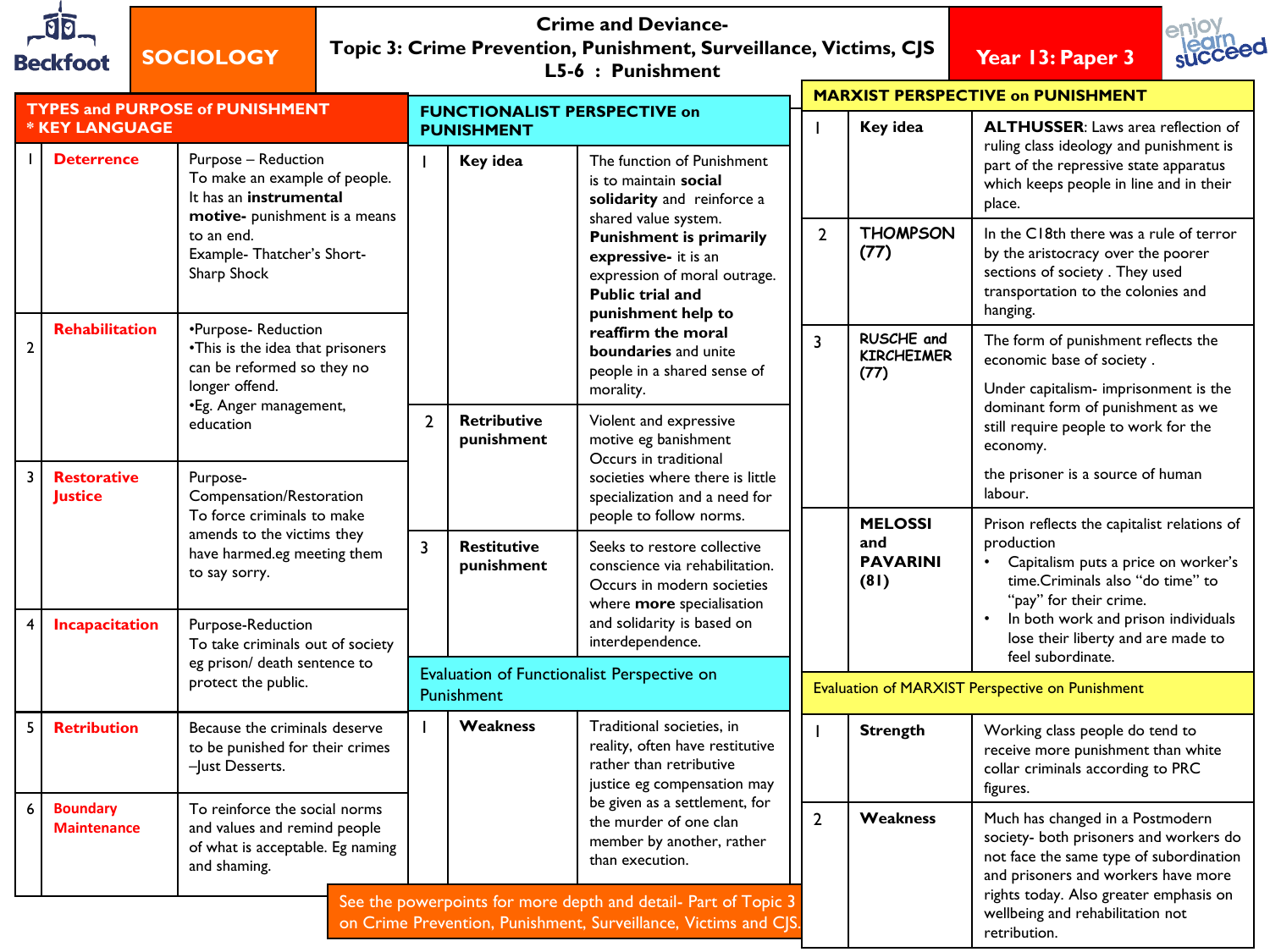# Beckfoot — SOCIOLOGY

## Crime and Deviance- Topic 3: Crime Prevention, Punishment, Surveillance, Victims, CJS L5-6 : Punishment

**Year 13: Paper 3**

enjoy learn succeed

## TYPES and PURPOSE of PUNISHMENT * KEY LANGUAGE

| | | |
|---|---|---|
| 1 | **Deterrence** | Purpose – Reduction<br>To make an example of people. It has an **instrumental motive-** punishment is a means to an end.<br>Example- Thatcher's Short-Sharp Shock |
| 2 | **Rehabilitation** | •Purpose- Reduction<br>•This is the idea that prisoners can be reformed so they no longer offend.<br>•Eg. Anger management, education |
| 3 | **Restorative Justice** | Purpose- Compensation/Restoration<br>To force criminals to make amends to the victims they have harmed.eg meeting them to say sorry. |
| 4 | **Incapacitation** | Purpose-Reduction<br>To take criminals out of society eg prison/ death sentence to protect the public. |
| 5 | **Retribution** | Because the criminals deserve to be punished for their crimes –Just Desserts. |
| 6 | **Boundary Maintenance** | To reinforce the social norms and values and remind people of what is acceptable. Eg naming and shaming. |

## FUNCTIONALIST PERSPECTIVE on PUNISHMENT

| | | |
|---|---|---|
| 1 | **Key idea** | The function of Punishment is to maintain **social solidarity** and reinforce a shared value system.<br>**Punishment is primarily expressive-** it is an expression of moral outrage. **Public trial and punishment help to reaffirm the moral boundaries** and unite people in a shared sense of morality. |
| 2 | **Retributive punishment** | Violent and expressive motive eg banishment Occurs in traditional societies where there is little specialization and a need for people to follow norms. |
| 3 | **Restitutive punishment** | Seeks to restore collective conscience via rehabilitation. Occurs in modern societies where **more** specialisation and solidarity is based on interdependence. |

### Evaluation of Functionalist Perspective on Punishment

| | | |
|---|---|---|
| 1 | **Weakness** | Traditional societies, in reality, often have restitutive rather than retributive justice eg compensation may be given as a settlement, for the murder of one clan member by another, rather than execution. |

## MARXIST PERSPECTIVE on PUNISHMENT

| | | |
|---|---|---|
| 1 | **Key idea** | **ALTHUSSER**: Laws area reflection of ruling class ideology and punishment is part of the repressive state apparatus which keeps people in line and in their place. |
| 2 | **THOMPSON (77)** | In the C18th there was a rule of terror by the aristocracy over the poorer sections of society . They used transportation to the colonies and hanging. |
| 3 | **RUSCHE and KIRCHEIMER (77)** | The form of punishment reflects the economic base of society .<br>Under capitalism- imprisonment is the dominant form of punishment as we still require people to work for the economy.<br>the prisoner is a source of human labour. |
| | **MELOSSI and PAVARINI (81)** | Prison reflects the capitalist relations of production<br>• Capitalism puts a price on worker's time.Criminals also "do time" to "pay" for their crime.<br>• In both work and prison individuals lose their liberty and are made to feel subordinate. |

### Evaluation of MARXIST Perspective on Punishment

| | | |
|---|---|---|
| 1 | **Strength** | Working class people do tend to receive more punishment than white collar criminals according to PRC figures. |
| 2 | **Weakness** | Much has changed in a Postmodern society- both prisoners and workers do not face the same type of subordination and prisoners and workers have more rights today. Also greater emphasis on wellbeing and rehabilitation not retribution. |

See the powerpoints for more depth and detail- Part of Topic 3 on Crime Prevention, Punishment, Surveillance, Victims and CJS.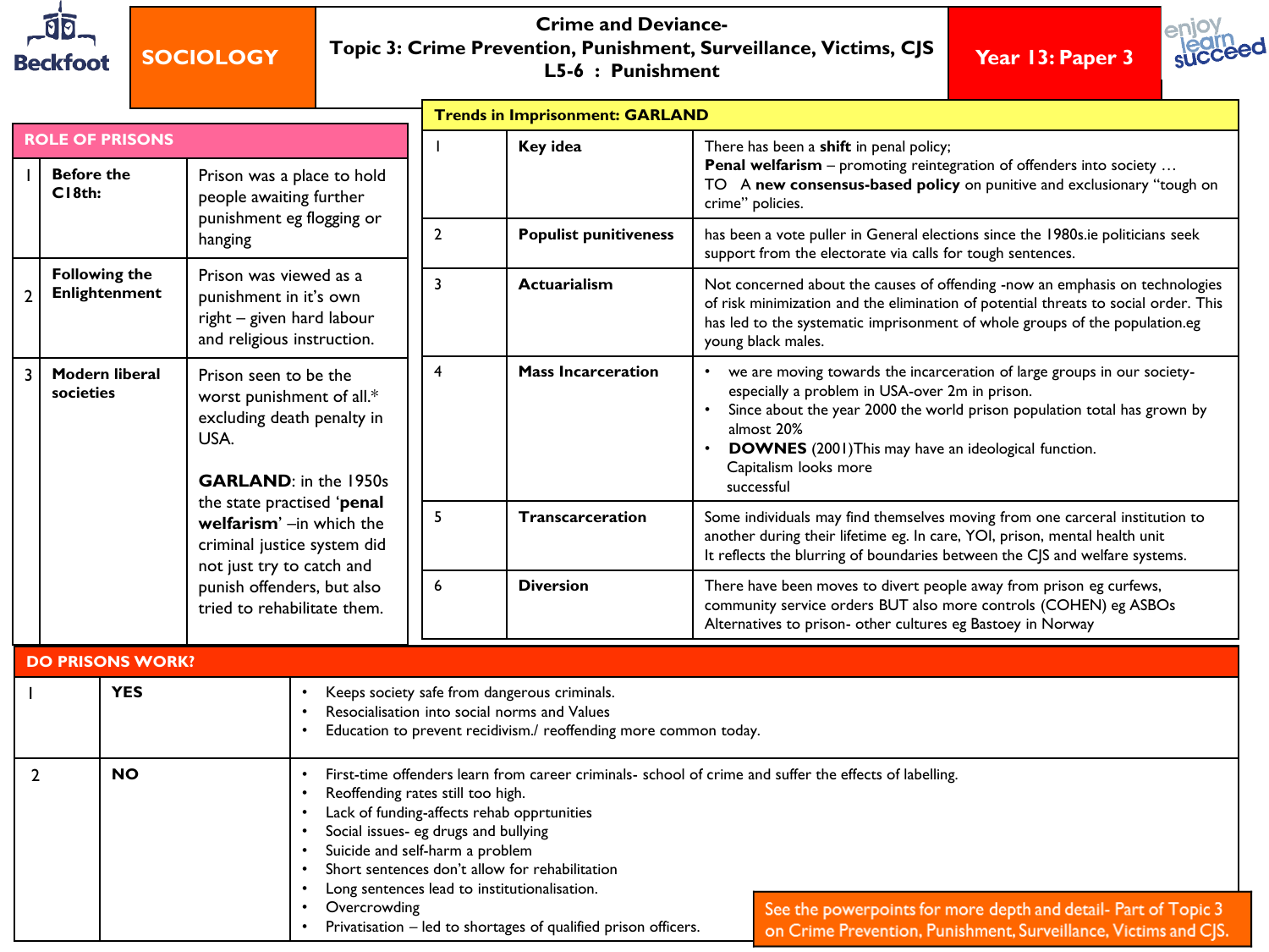# SOCIOLOGY

## Crime and Deviance- Topic 3: Crime Prevention, Punishment, Surveillance, Victims, CJS L5-6 : Punishment

**Year 13: Paper 3**

### ROLE OF PRISONS

| | | |
|---|---|---|
| 1 | **Before the C18th:** | Prison was a place to hold people awaiting further punishment eg flogging or hanging |
| 2 | **Following the Enlightenment** | Prison was viewed as a punishment in it's own right – given hard labour and religious instruction. |
| 3 | **Modern liberal societies** | Prison seen to be the worst punishment of all.* excluding death penalty in USA. **GARLAND**: in the 1950s the state practised '**penal welfarism**' –in which the criminal justice system did not just try to catch and punish offenders, but also tried to rehabilitate them. |

### Trends in Imprisonment: GARLAND

| | | |
|---|---|---|
| 1 | **Key idea** | There has been a **shift** in penal policy; **Penal welfarism** – promoting reintegration of offenders into society … TO A **new consensus-based policy** on punitive and exclusionary "tough on crime" policies. |
| 2 | **Populist punitiveness** | has been a vote puller in General elections since the 1980s.ie politicians seek support from the electorate via calls for tough sentences. |
| 3 | **Actuarialism** | Not concerned about the causes of offending -now an emphasis on technologies of risk minimization and the elimination of potential threats to social order. This has led to the systematic imprisonment of whole groups of the population.eg young black males. |
| 4 | **Mass Incarceration** | • we are moving towards the incarceration of large groups in our society-especially a problem in USA-over 2m in prison. • Since about the year 2000 the world prison population total has grown by almost 20% • **DOWNES** (2001)This may have an ideological function. Capitalism looks more successful |
| 5 | **Transcarceration** | Some individuals may find themselves moving from one carceral institution to another during their lifetime eg. In care, YOI, prison, mental health unit It reflects the blurring of boundaries between the CJS and welfare systems. |
| 6 | **Diversion** | There have been moves to divert people away from prison eg curfews, community service orders BUT also more controls (COHEN) eg ASBOs Alternatives to prison- other cultures eg Bastoey in Norway |

### DO PRISONS WORK?

| | | |
|---|---|---|
| 1 | **YES** | • Keeps society safe from dangerous criminals. • Resocialisation into social norms and Values • Education to prevent recidivism./ reoffending more common today. |
| 2 | **NO** | • First-time offenders learn from career criminals- school of crime and suffer the effects of labelling. • Reoffending rates still too high. • Lack of funding-affects rehab opprtunities • Social issues- eg drugs and bullying • Suicide and self-harm a problem • Short sentences don't allow for rehabilitation • Long sentences lead to institutionalisation. • Overcrowding • Privatisation – led to shortages of qualified prison officers. |

See the powerpoints for more depth and detail- Part of Topic 3 on Crime Prevention, Punishment, Surveillance, Victims and CJS.